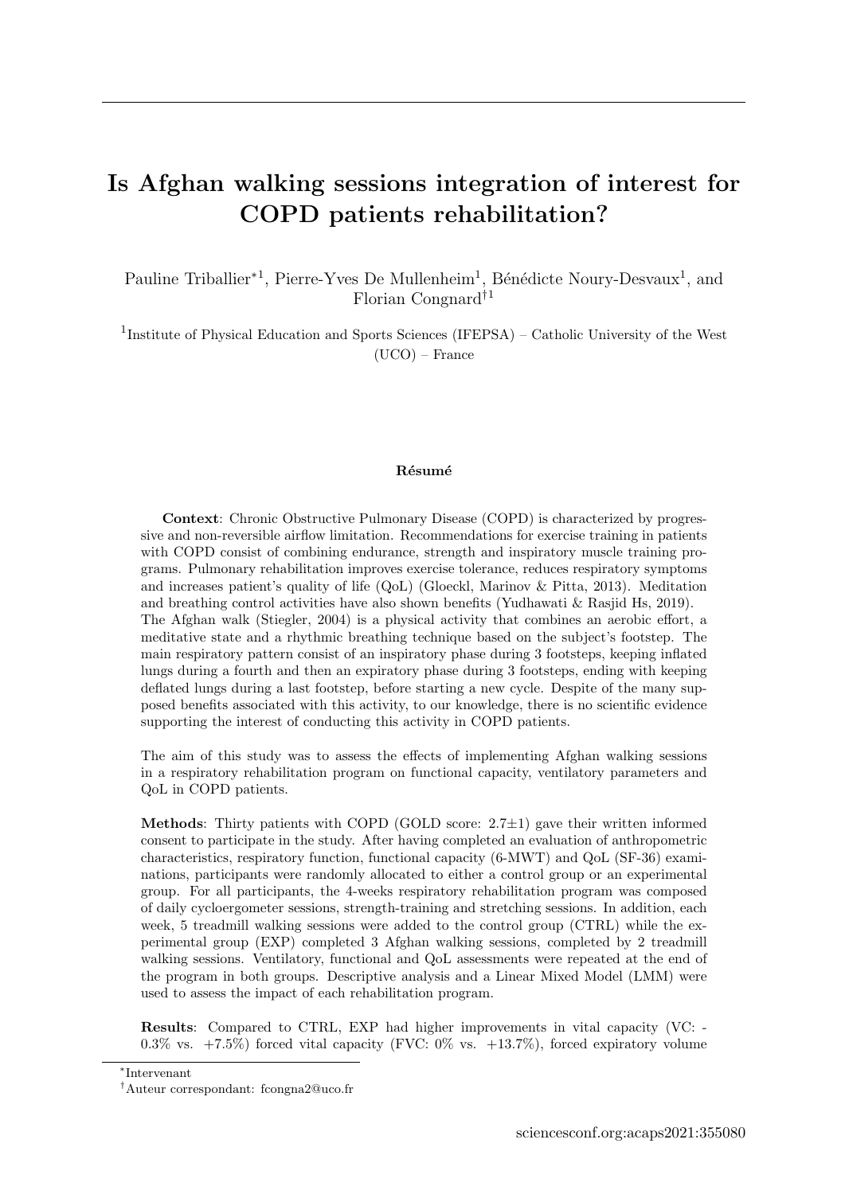# Is Afghan walking sessions integration of interest for COPD patients rehabilitation?

Pauline Triballier*[1], Pierre-Yves De Mullenheim[1], Bénédicte Noury-Desvaux[1], and Florian Congnard†[1]

[1]Institute of Physical Education and Sports Sciences (IFEPSA) – Catholic University of the West (UCO) – France

**Résumé**

**Context**: Chronic Obstructive Pulmonary Disease (COPD) is characterized by progressive and non-reversible airflow limitation. Recommendations for exercise training in patients with COPD consist of combining endurance, strength and inspiratory muscle training programs. Pulmonary rehabilitation improves exercise tolerance, reduces respiratory symptoms and increases patient's quality of life (QoL) (Gloeckl, Marinov & Pitta, 2013). Meditation and breathing control activities have also shown benefits (Yudhawati & Rasjid Hs, 2019). The Afghan walk (Stiegler, 2004) is a physical activity that combines an aerobic effort, a meditative state and a rhythmic breathing technique based on the subject's footstep. The main respiratory pattern consist of an inspiratory phase during 3 footsteps, keeping inflated lungs during a fourth and then an expiratory phase during 3 footsteps, ending with keeping deflated lungs during a last footstep, before starting a new cycle. Despite of the many supposed benefits associated with this activity, to our knowledge, there is no scientific evidence supporting the interest of conducting this activity in COPD patients.

The aim of this study was to assess the effects of implementing Afghan walking sessions in a respiratory rehabilitation program on functional capacity, ventilatory parameters and QoL in COPD patients.

**Methods**: Thirty patients with COPD (GOLD score: 2.7±1) gave their written informed consent to participate in the study. After having completed an evaluation of anthropometric characteristics, respiratory function, functional capacity (6-MWT) and QoL (SF-36) examinations, participants were randomly allocated to either a control group or an experimental group. For all participants, the 4-weeks respiratory rehabilitation program was composed of daily cycloergometer sessions, strength-training and stretching sessions. In addition, each week, 5 treadmill walking sessions were added to the control group (CTRL) while the experimental group (EXP) completed 3 Afghan walking sessions, completed by 2 treadmill walking sessions. Ventilatory, functional and QoL assessments were repeated at the end of the program in both groups. Descriptive analysis and a Linear Mixed Model (LMM) were used to assess the impact of each rehabilitation program.

**Results**: Compared to CTRL, EXP had higher improvements in vital capacity (VC: -0.3% vs. +7.5%) forced vital capacity (FVC: 0% vs. +13.7%), forced expiratory volume

*Intervenant

†Auteur correspondant: fcongna2@uco.fr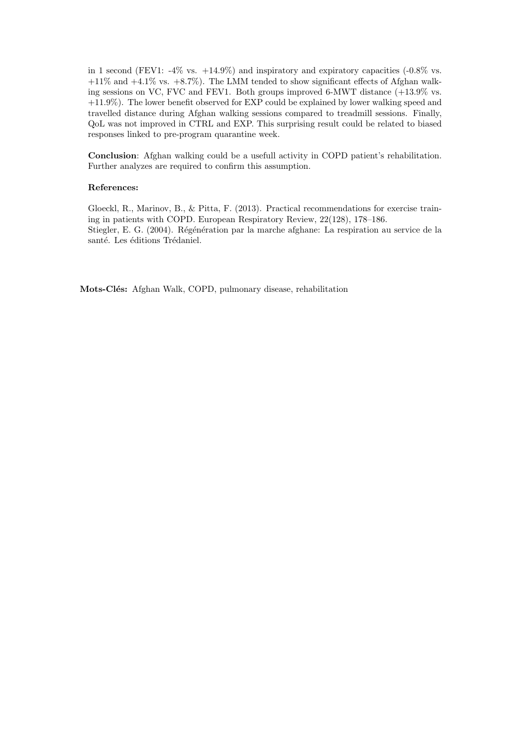in 1 second (FEV1: -4% vs. +14.9%) and inspiratory and expiratory capacities (-0.8% vs. +11% and +4.1% vs. +8.7%). The LMM tended to show significant effects of Afghan walking sessions on VC, FVC and FEV1. Both groups improved 6-MWT distance (+13.9% vs. +11.9%). The lower benefit observed for EXP could be explained by lower walking speed and travelled distance during Afghan walking sessions compared to treadmill sessions. Finally, QoL was not improved in CTRL and EXP. This surprising result could be related to biased responses linked to pre-program quarantine week.

**Conclusion**: Afghan walking could be a usefull activity in COPD patient's rehabilitation. Further analyzes are required to confirm this assumption.

**References:**

Gloeckl, R., Marinov, B., & Pitta, F. (2013). Practical recommendations for exercise training in patients with COPD. European Respiratory Review, 22(128), 178–186.
Stiegler, E. G. (2004). Régénération par la marche afghane: La respiration au service de la santé. Les éditions Trédaniel.

**Mots-Clés:** Afghan Walk, COPD, pulmonary disease, rehabilitation